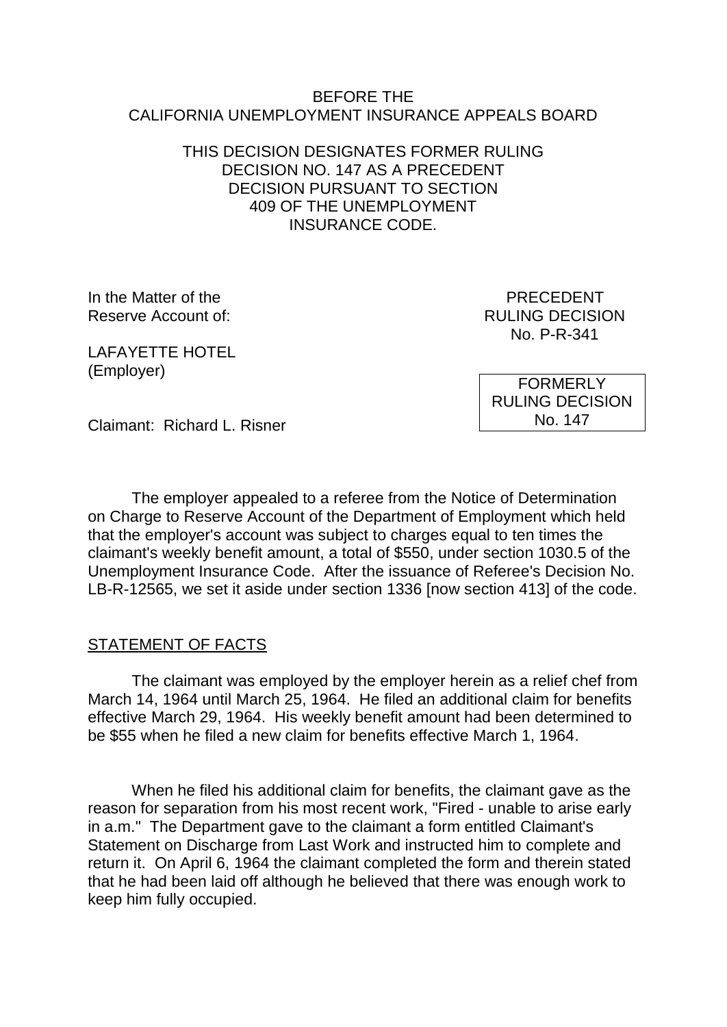BEFORE THE
CALIFORNIA UNEMPLOYMENT INSURANCE APPEALS BOARD

THIS DECISION DESIGNATES FORMER RULING DECISION NO. 147 AS A PRECEDENT DECISION PURSUANT TO SECTION 409 OF THE UNEMPLOYMENT INSURANCE CODE.

In the Matter of the
Reserve Account of:

LAFAYETTE HOTEL
(Employer)

Claimant: Richard L. Risner

PRECEDENT
RULING DECISION
No. P-R-341

FORMERLY
RULING DECISION
No. 147

The employer appealed to a referee from the Notice of Determination on Charge to Reserve Account of the Department of Employment which held that the employer's account was subject to charges equal to ten times the claimant's weekly benefit amount, a total of $550, under section 1030.5 of the Unemployment Insurance Code. After the issuance of Referee's Decision No. LB-R-12565, we set it aside under section 1336 [now section 413] of the code.

## STATEMENT OF FACTS

The claimant was employed by the employer herein as a relief chef from March 14, 1964 until March 25, 1964. He filed an additional claim for benefits effective March 29, 1964. His weekly benefit amount had been determined to be $55 when he filed a new claim for benefits effective March 1, 1964.

When he filed his additional claim for benefits, the claimant gave as the reason for separation from his most recent work, "Fired - unable to arise early in a.m." The Department gave to the claimant a form entitled Claimant's Statement on Discharge from Last Work and instructed him to complete and return it. On April 6, 1964 the claimant completed the form and therein stated that he had been laid off although he believed that there was enough work to keep him fully occupied.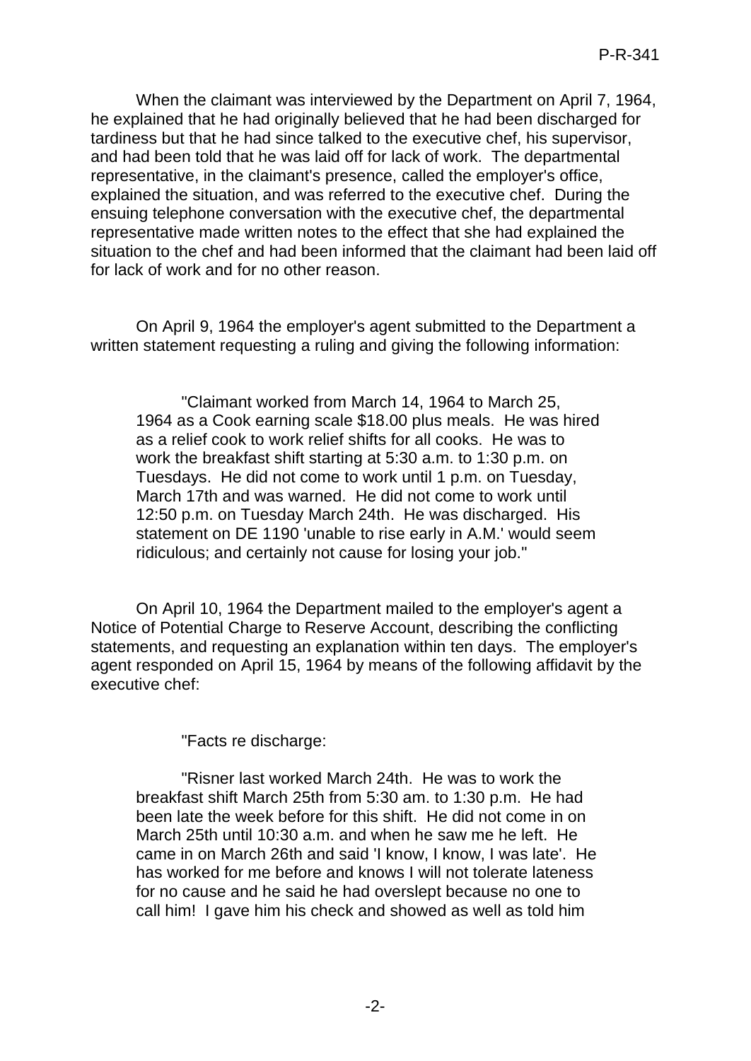When the claimant was interviewed by the Department on April 7, 1964, he explained that he had originally believed that he had been discharged for tardiness but that he had since talked to the executive chef, his supervisor, and had been told that he was laid off for lack of work. The departmental representative, in the claimant's presence, called the employer's office, explained the situation, and was referred to the executive chef. During the ensuing telephone conversation with the executive chef, the departmental representative made written notes to the effect that she had explained the situation to the chef and had been informed that the claimant had been laid off for lack of work and for no other reason.

On April 9, 1964 the employer's agent submitted to the Department a written statement requesting a ruling and giving the following information:

> "Claimant worked from March 14, 1964 to March 25, 1964 as a Cook earning scale $18.00 plus meals. He was hired as a relief cook to work relief shifts for all cooks. He was to work the breakfast shift starting at 5:30 a.m. to 1:30 p.m. on Tuesdays. He did not come to work until 1 p.m. on Tuesday, March 17th and was warned. He did not come to work until 12:50 p.m. on Tuesday March 24th. He was discharged. His statement on DE 1190 'unable to rise early in A.M.' would seem ridiculous; and certainly not cause for losing your job."

On April 10, 1964 the Department mailed to the employer's agent a Notice of Potential Charge to Reserve Account, describing the conflicting statements, and requesting an explanation within ten days. The employer's agent responded on April 15, 1964 by means of the following affidavit by the executive chef:

> "Facts re discharge:
>
> "Risner last worked March 24th. He was to work the breakfast shift March 25th from 5:30 am. to 1:30 p.m. He had been late the week before for this shift. He did not come in on March 25th until 10:30 a.m. and when he saw me he left. He came in on March 26th and said 'I know, I know, I was late'. He has worked for me before and knows I will not tolerate lateness for no cause and he said he had overslept because no one to call him! I gave him his check and showed as well as told him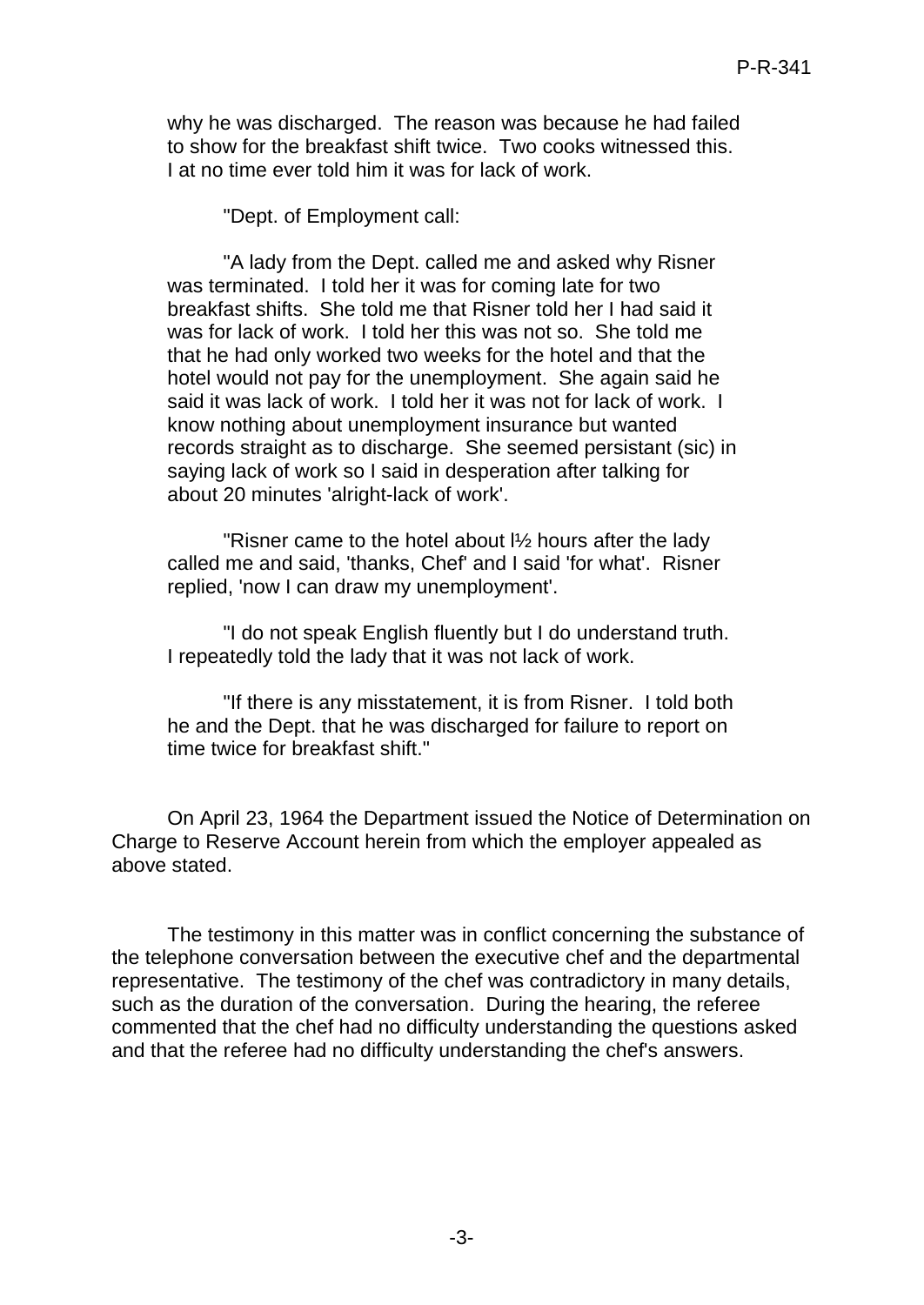why he was discharged. The reason was because he had failed to show for the breakfast shift twice. Two cooks witnessed this. I at no time ever told him it was for lack of work.

"Dept. of Employment call:

"A lady from the Dept. called me and asked why Risner was terminated. I told her it was for coming late for two breakfast shifts. She told me that Risner told her I had said it was for lack of work. I told her this was not so. She told me that he had only worked two weeks for the hotel and that the hotel would not pay for the unemployment. She again said he said it was lack of work. I told her it was not for lack of work. I know nothing about unemployment insurance but wanted records straight as to discharge. She seemed persistant (sic) in saying lack of work so I said in desperation after talking for about 20 minutes 'alright-lack of work'.

"Risner came to the hotel about l½ hours after the lady called me and said, 'thanks, Chef' and I said 'for what'. Risner replied, 'now I can draw my unemployment'.

"I do not speak English fluently but I do understand truth. I repeatedly told the lady that it was not lack of work.

"If there is any misstatement, it is from Risner. I told both he and the Dept. that he was discharged for failure to report on time twice for breakfast shift."

On April 23, 1964 the Department issued the Notice of Determination on Charge to Reserve Account herein from which the employer appealed as above stated.

The testimony in this matter was in conflict concerning the substance of the telephone conversation between the executive chef and the departmental representative. The testimony of the chef was contradictory in many details, such as the duration of the conversation. During the hearing, the referee commented that the chef had no difficulty understanding the questions asked and that the referee had no difficulty understanding the chef's answers.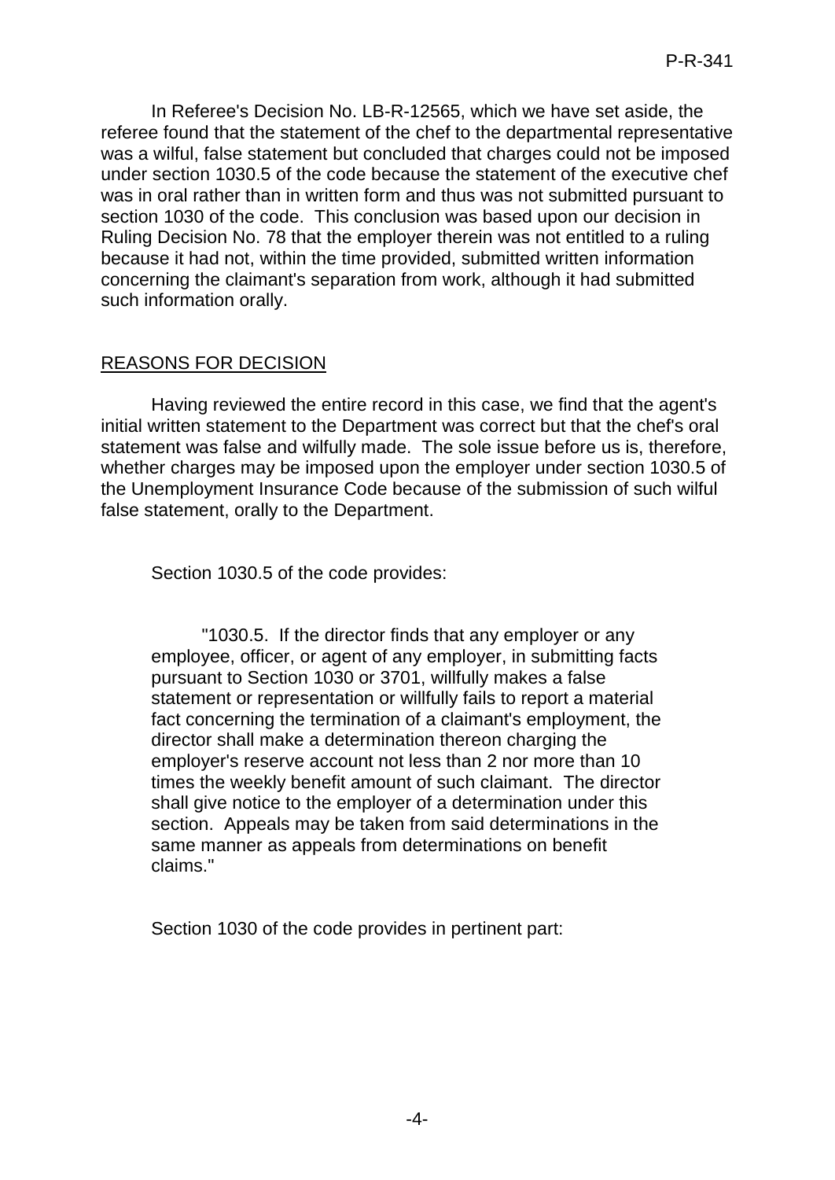In Referee's Decision No. LB-R-12565, which we have set aside, the referee found that the statement of the chef to the departmental representative was a wilful, false statement but concluded that charges could not be imposed under section 1030.5 of the code because the statement of the executive chef was in oral rather than in written form and thus was not submitted pursuant to section 1030 of the code. This conclusion was based upon our decision in Ruling Decision No. 78 that the employer therein was not entitled to a ruling because it had not, within the time provided, submitted written information concerning the claimant's separation from work, although it had submitted such information orally.

## REASONS FOR DECISION

Having reviewed the entire record in this case, we find that the agent's initial written statement to the Department was correct but that the chef's oral statement was false and wilfully made. The sole issue before us is, therefore, whether charges may be imposed upon the employer under section 1030.5 of the Unemployment Insurance Code because of the submission of such wilful false statement, orally to the Department.

Section 1030.5 of the code provides:

> "1030.5. If the director finds that any employer or any employee, officer, or agent of any employer, in submitting facts pursuant to Section 1030 or 3701, willfully makes a false statement or representation or willfully fails to report a material fact concerning the termination of a claimant's employment, the director shall make a determination thereon charging the employer's reserve account not less than 2 nor more than 10 times the weekly benefit amount of such claimant. The director shall give notice to the employer of a determination under this section. Appeals may be taken from said determinations in the same manner as appeals from determinations on benefit claims."

Section 1030 of the code provides in pertinent part: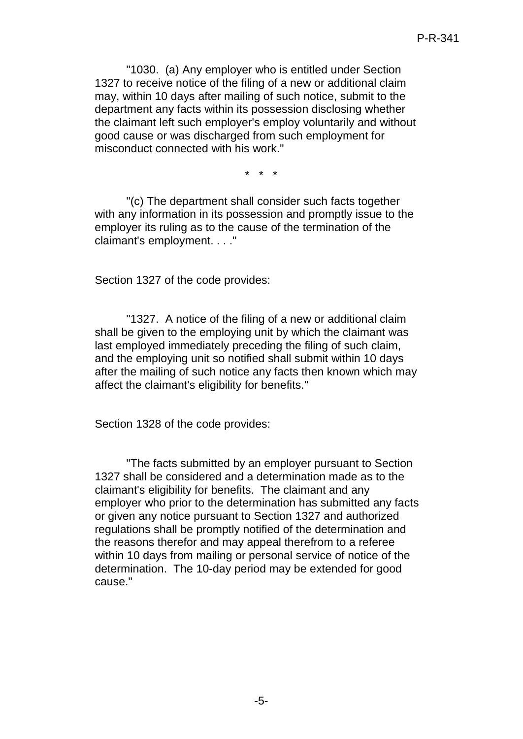"1030. (a) Any employer who is entitled under Section 1327 to receive notice of the filing of a new or additional claim may, within 10 days after mailing of such notice, submit to the department any facts within its possession disclosing whether the claimant left such employer's employ voluntarily and without good cause or was discharged from such employment for misconduct connected with his work."

\* \* \*

"(c) The department shall consider such facts together with any information in its possession and promptly issue to the employer its ruling as to the cause of the termination of the claimant's employment. . . ."

Section 1327 of the code provides:

"1327. A notice of the filing of a new or additional claim shall be given to the employing unit by which the claimant was last employed immediately preceding the filing of such claim, and the employing unit so notified shall submit within 10 days after the mailing of such notice any facts then known which may affect the claimant's eligibility for benefits."

Section 1328 of the code provides:

"The facts submitted by an employer pursuant to Section 1327 shall be considered and a determination made as to the claimant's eligibility for benefits. The claimant and any employer who prior to the determination has submitted any facts or given any notice pursuant to Section 1327 and authorized regulations shall be promptly notified of the determination and the reasons therefor and may appeal therefrom to a referee within 10 days from mailing or personal service of notice of the determination. The 10-day period may be extended for good cause."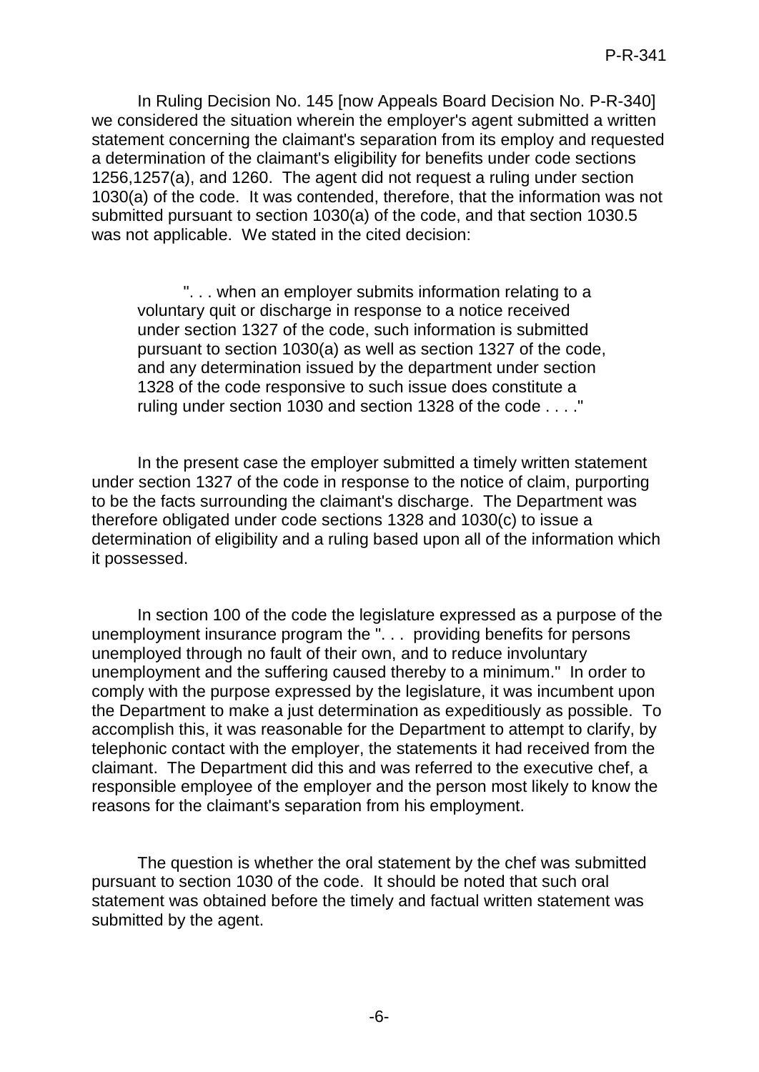In Ruling Decision No. 145 [now Appeals Board Decision No. P-R-340] we considered the situation wherein the employer's agent submitted a written statement concerning the claimant's separation from its employ and requested a determination of the claimant's eligibility for benefits under code sections 1256,1257(a), and 1260. The agent did not request a ruling under section 1030(a) of the code. It was contended, therefore, that the information was not submitted pursuant to section 1030(a) of the code, and that section 1030.5 was not applicable. We stated in the cited decision:

> ". . . when an employer submits information relating to a voluntary quit or discharge in response to a notice received under section 1327 of the code, such information is submitted pursuant to section 1030(a) as well as section 1327 of the code, and any determination issued by the department under section 1328 of the code responsive to such issue does constitute a ruling under section 1030 and section 1328 of the code . . . ."

In the present case the employer submitted a timely written statement under section 1327 of the code in response to the notice of claim, purporting to be the facts surrounding the claimant's discharge. The Department was therefore obligated under code sections 1328 and 1030(c) to issue a determination of eligibility and a ruling based upon all of the information which it possessed.

In section 100 of the code the legislature expressed as a purpose of the unemployment insurance program the ". . . providing benefits for persons unemployed through no fault of their own, and to reduce involuntary unemployment and the suffering caused thereby to a minimum." In order to comply with the purpose expressed by the legislature, it was incumbent upon the Department to make a just determination as expeditiously as possible. To accomplish this, it was reasonable for the Department to attempt to clarify, by telephonic contact with the employer, the statements it had received from the claimant. The Department did this and was referred to the executive chef, a responsible employee of the employer and the person most likely to know the reasons for the claimant's separation from his employment.

The question is whether the oral statement by the chef was submitted pursuant to section 1030 of the code. It should be noted that such oral statement was obtained before the timely and factual written statement was submitted by the agent.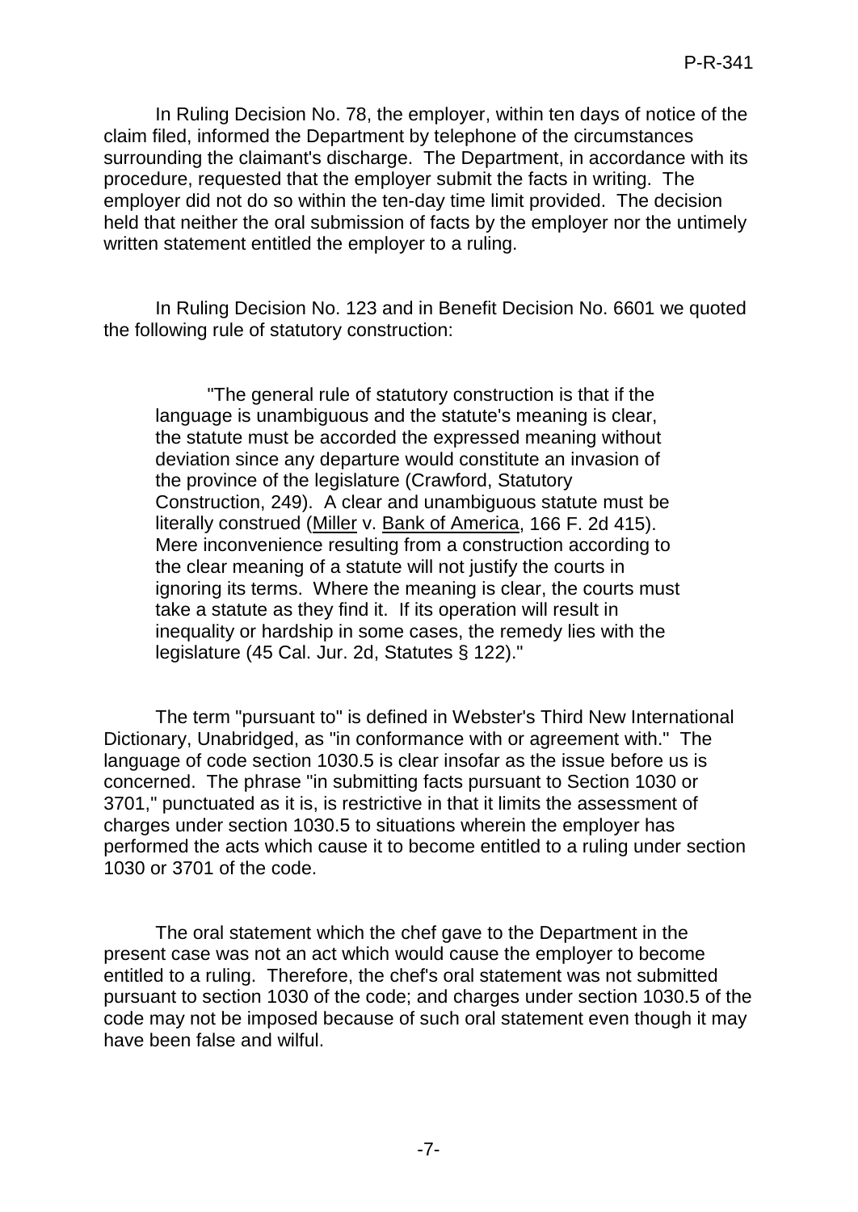In Ruling Decision No. 78, the employer, within ten days of notice of the claim filed, informed the Department by telephone of the circumstances surrounding the claimant's discharge. The Department, in accordance with its procedure, requested that the employer submit the facts in writing. The employer did not do so within the ten-day time limit provided. The decision held that neither the oral submission of facts by the employer nor the untimely written statement entitled the employer to a ruling.

In Ruling Decision No. 123 and in Benefit Decision No. 6601 we quoted the following rule of statutory construction:

> "The general rule of statutory construction is that if the language is unambiguous and the statute's meaning is clear, the statute must be accorded the expressed meaning without deviation since any departure would constitute an invasion of the province of the legislature (Crawford, Statutory Construction, 249). A clear and unambiguous statute must be literally construed (Miller v. Bank of America, 166 F. 2d 415). Mere inconvenience resulting from a construction according to the clear meaning of a statute will not justify the courts in ignoring its terms. Where the meaning is clear, the courts must take a statute as they find it. If its operation will result in inequality or hardship in some cases, the remedy lies with the legislature (45 Cal. Jur. 2d, Statutes § 122)."

The term "pursuant to" is defined in Webster's Third New International Dictionary, Unabridged, as "in conformance with or agreement with." The language of code section 1030.5 is clear insofar as the issue before us is concerned. The phrase "in submitting facts pursuant to Section 1030 or 3701," punctuated as it is, is restrictive in that it limits the assessment of charges under section 1030.5 to situations wherein the employer has performed the acts which cause it to become entitled to a ruling under section 1030 or 3701 of the code.

The oral statement which the chef gave to the Department in the present case was not an act which would cause the employer to become entitled to a ruling. Therefore, the chef's oral statement was not submitted pursuant to section 1030 of the code; and charges under section 1030.5 of the code may not be imposed because of such oral statement even though it may have been false and wilful.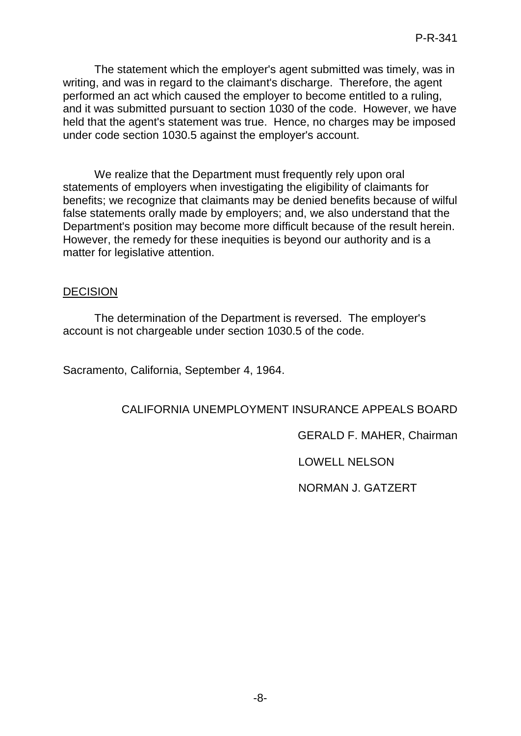The statement which the employer's agent submitted was timely, was in writing, and was in regard to the claimant's discharge. Therefore, the agent performed an act which caused the employer to become entitled to a ruling, and it was submitted pursuant to section 1030 of the code. However, we have held that the agent's statement was true. Hence, no charges may be imposed under code section 1030.5 against the employer's account.

We realize that the Department must frequently rely upon oral statements of employers when investigating the eligibility of claimants for benefits; we recognize that claimants may be denied benefits because of wilful false statements orally made by employers; and, we also understand that the Department's position may become more difficult because of the result herein. However, the remedy for these inequities is beyond our authority and is a matter for legislative attention.

## DECISION

The determination of the Department is reversed. The employer's account is not chargeable under section 1030.5 of the code.

Sacramento, California, September 4, 1964.

CALIFORNIA UNEMPLOYMENT INSURANCE APPEALS BOARD

GERALD F. MAHER, Chairman

LOWELL NELSON

NORMAN J. GATZERT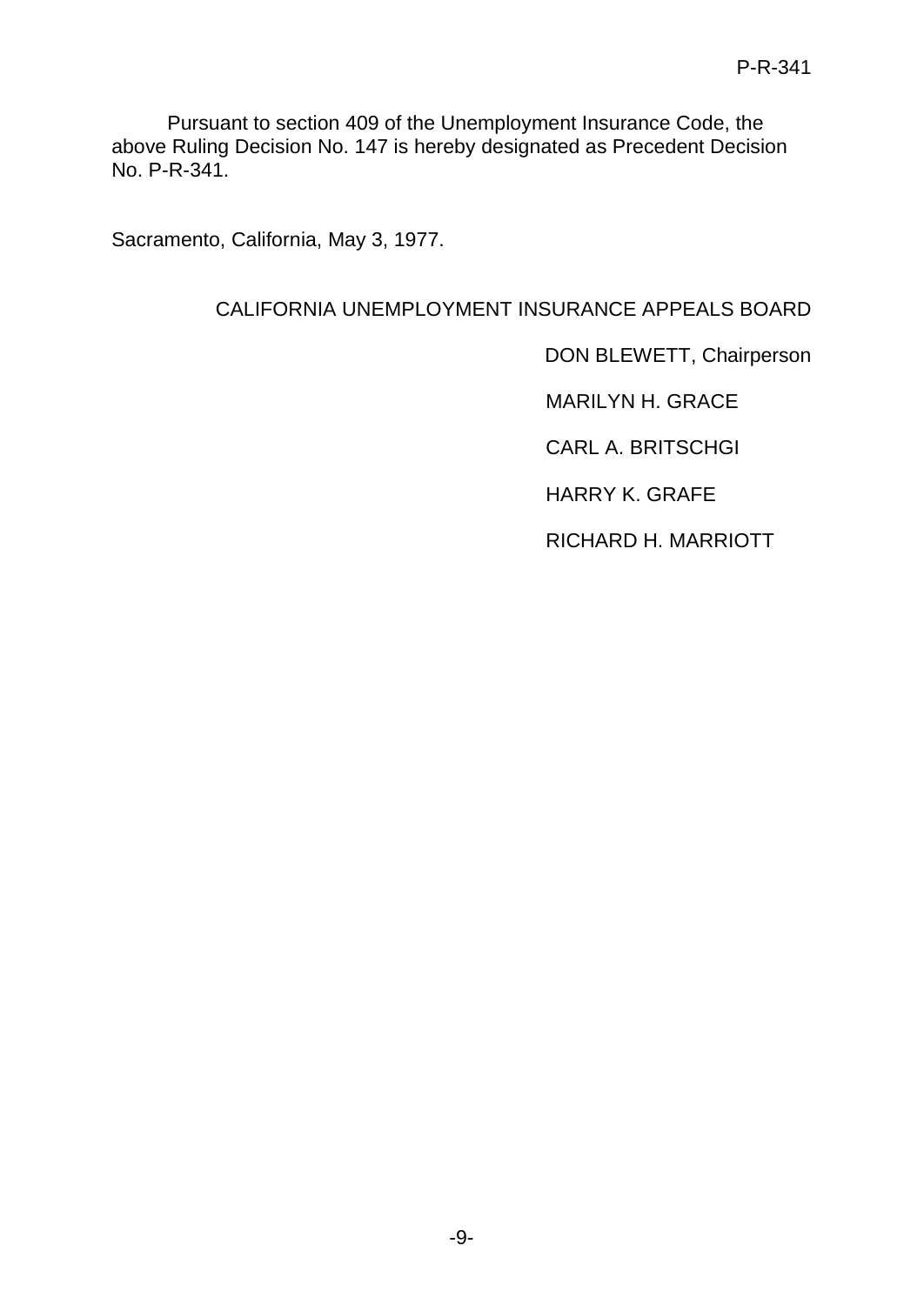Pursuant to section 409 of the Unemployment Insurance Code, the above Ruling Decision No. 147 is hereby designated as Precedent Decision No. P-R-341.

Sacramento, California, May 3, 1977.

CALIFORNIA UNEMPLOYMENT INSURANCE APPEALS BOARD

DON BLEWETT, Chairperson

MARILYN H. GRACE

CARL A. BRITSCHGI

HARRY K. GRAFE

RICHARD H. MARRIOTT